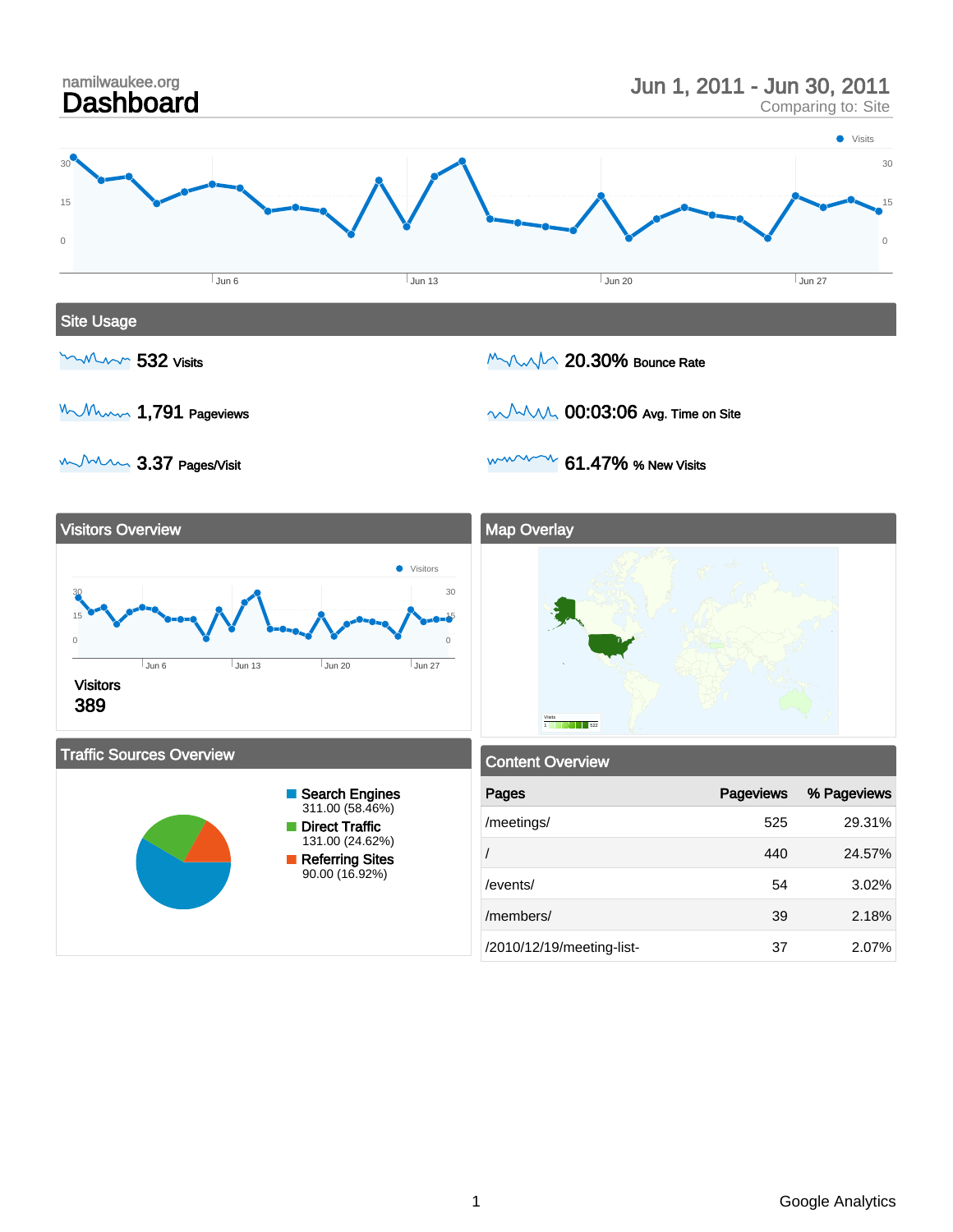namilwaukee.org

# Dashboard

Jun 1, 2011 - Jun 30, 2011
Comparing to: Site

## Site Usage

- **532** Visits
- **20.30%** Bounce Rate
- **1,791** Pageviews
- **00:03:06** Avg. Time on Site
- **3.37** Pages/Visit
- **61.47%** % New Visits

## Visitors Overview

Visitors
**389**

## Map Overlay

## Traffic Sources Overview

- Search Engines: 311.00 (58.46%)
- Direct Traffic: 131.00 (24.62%)
- Referring Sites: 90.00 (16.92%)

## Content Overview

| Pages | Pageviews | % Pageviews |
|---|---|---|
| /meetings/ | 525 | 29.31% |
| / | 440 | 24.57% |
| /events/ | 54 | 3.02% |
| /members/ | 39 | 2.18% |
| /2010/12/19/meeting-list- | 37 | 2.07% |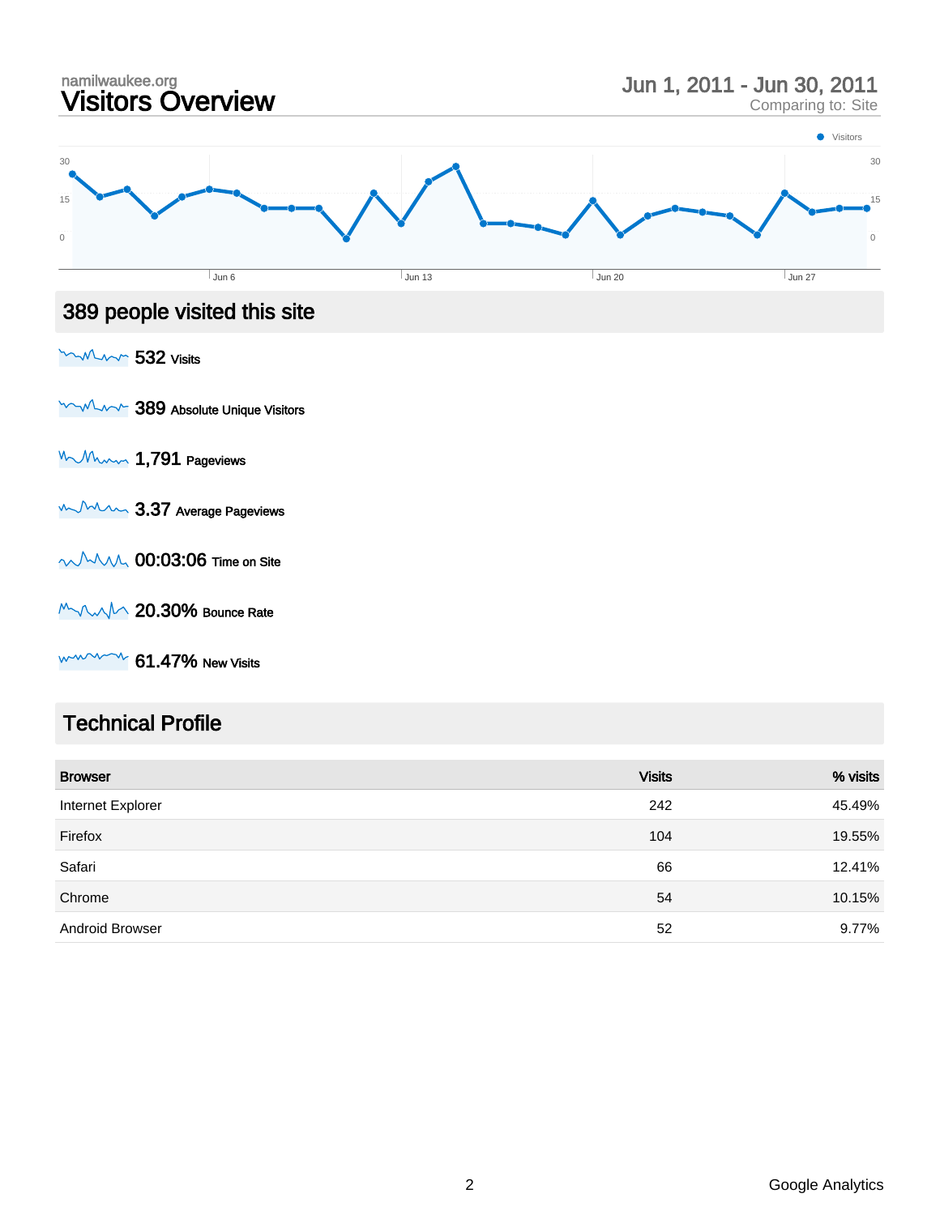namilwaukee.org

# Visitors Overview

Jun 1, 2011 - Jun 30, 2011
Comparing to: Site

## 389 people visited this site

**532** Visits

**389** Absolute Unique Visitors

**1,791** Pageviews

**3.37** Average Pageviews

**00:03:06** Time on Site

**20.30%** Bounce Rate

**61.47%** New Visits

## Technical Profile

| Browser | Visits | % visits |
|---|---|---|
| Internet Explorer | 242 | 45.49% |
| Firefox | 104 | 19.55% |
| Safari | 66 | 12.41% |
| Chrome | 54 | 10.15% |
| Android Browser | 52 | 9.77% |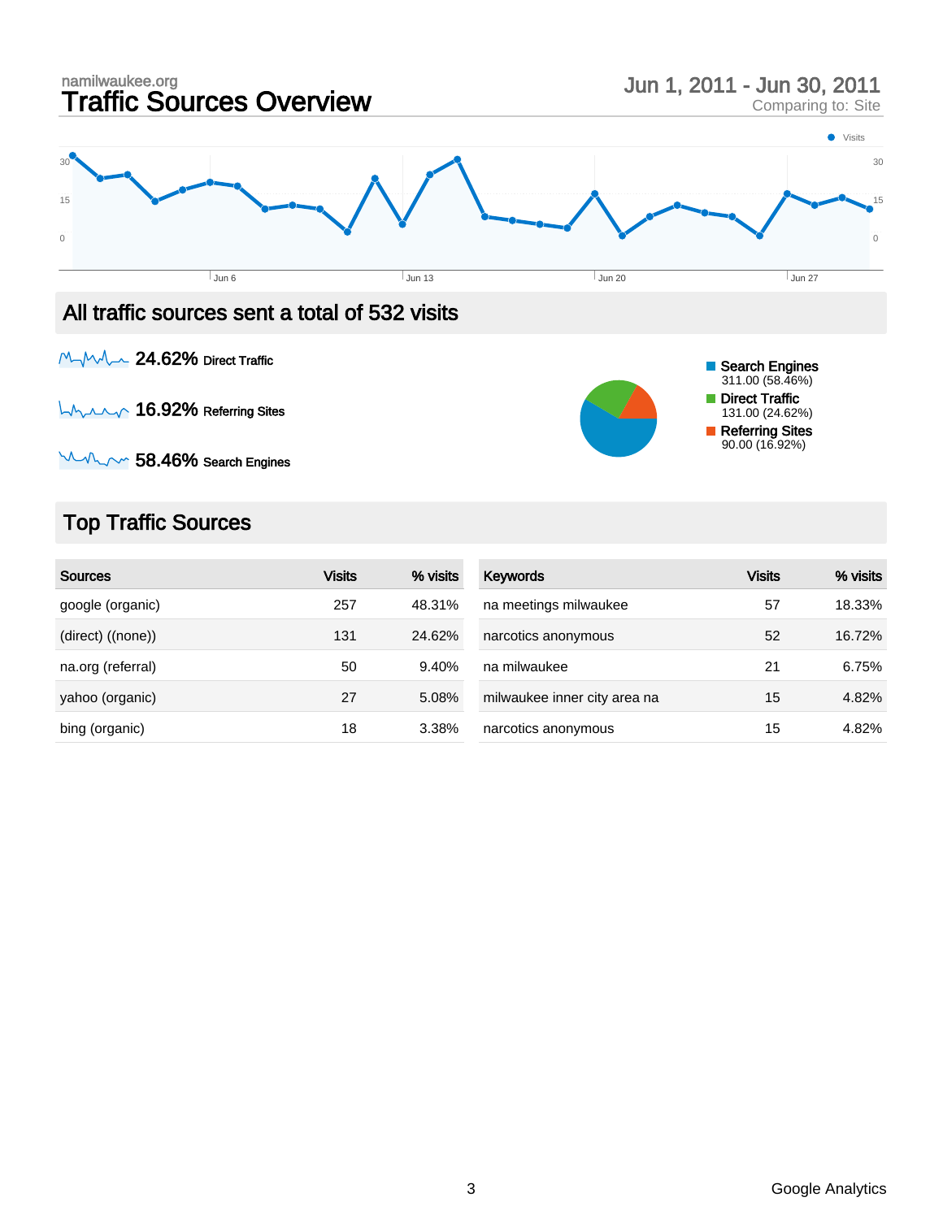namilwaukee.org

# Traffic Sources Overview

Jun 1, 2011 - Jun 30, 2011
Comparing to: Site

## All traffic sources sent a total of 532 visits

**24.62%** Direct Traffic

**16.92%** Referring Sites

**58.46%** Search Engines

- Search Engines 311.00 (58.46%)
- Direct Traffic 131.00 (24.62%)
- Referring Sites 90.00 (16.92%)

## Top Traffic Sources

| Sources | Visits | % visits |
| --- | --- | --- |
| google (organic) | 257 | 48.31% |
| (direct) ((none)) | 131 | 24.62% |
| na.org (referral) | 50 | 9.40% |
| yahoo (organic) | 27 | 5.08% |
| bing (organic) | 18 | 3.38% |

| Keywords | Visits | % visits |
| --- | --- | --- |
| na meetings milwaukee | 57 | 18.33% |
| narcotics anonymous | 52 | 16.72% |
| na milwaukee | 21 | 6.75% |
| milwaukee inner city area na | 15 | 4.82% |
| narcotics anonymous | 15 | 4.82% |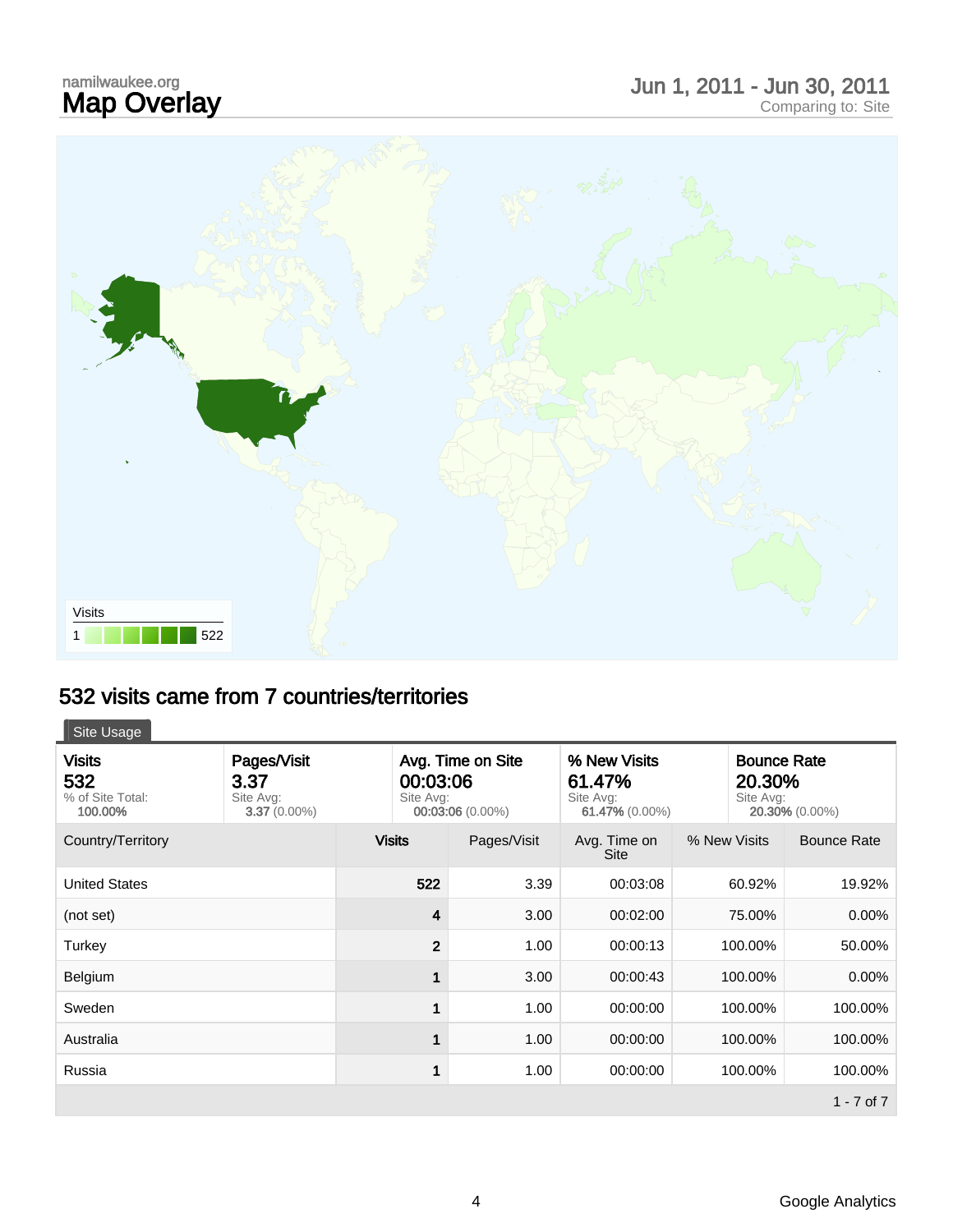namilwaukee.org

# Map Overlay

Jun 1, 2011 - Jun 30, 2011
Comparing to: Site

Visits
1 522

## 532 visits came from 7 countries/territories

Site Usage

| Visits | Pages/Visit | Avg. Time on Site | % New Visits | Bounce Rate |
|---|---|---|---|---|
| 532<br>% of Site Total: **100.00%** | 3.37<br>Site Avg: **3.37** (0.00%) | 00:03:06<br>Site Avg: **00:03:06** (0.00%) | 61.47%<br>Site Avg: **61.47%** (0.00%) | 20.30%<br>Site Avg: **20.30%** (0.00%) |

| Country/Territory | Visits | Pages/Visit | Avg. Time on Site | % New Visits | Bounce Rate |
|---|---|---|---|---|---|
| United States | 522 | 3.39 | 00:03:08 | 60.92% | 19.92% |
| (not set) | 4 | 3.00 | 00:02:00 | 75.00% | 0.00% |
| Turkey | 2 | 1.00 | 00:00:13 | 100.00% | 50.00% |
| Belgium | 1 | 3.00 | 00:00:43 | 100.00% | 0.00% |
| Sweden | 1 | 1.00 | 00:00:00 | 100.00% | 100.00% |
| Australia | 1 | 1.00 | 00:00:00 | 100.00% | 100.00% |
| Russia | 1 | 1.00 | 00:00:00 | 100.00% | 100.00% |

1 - 7 of 7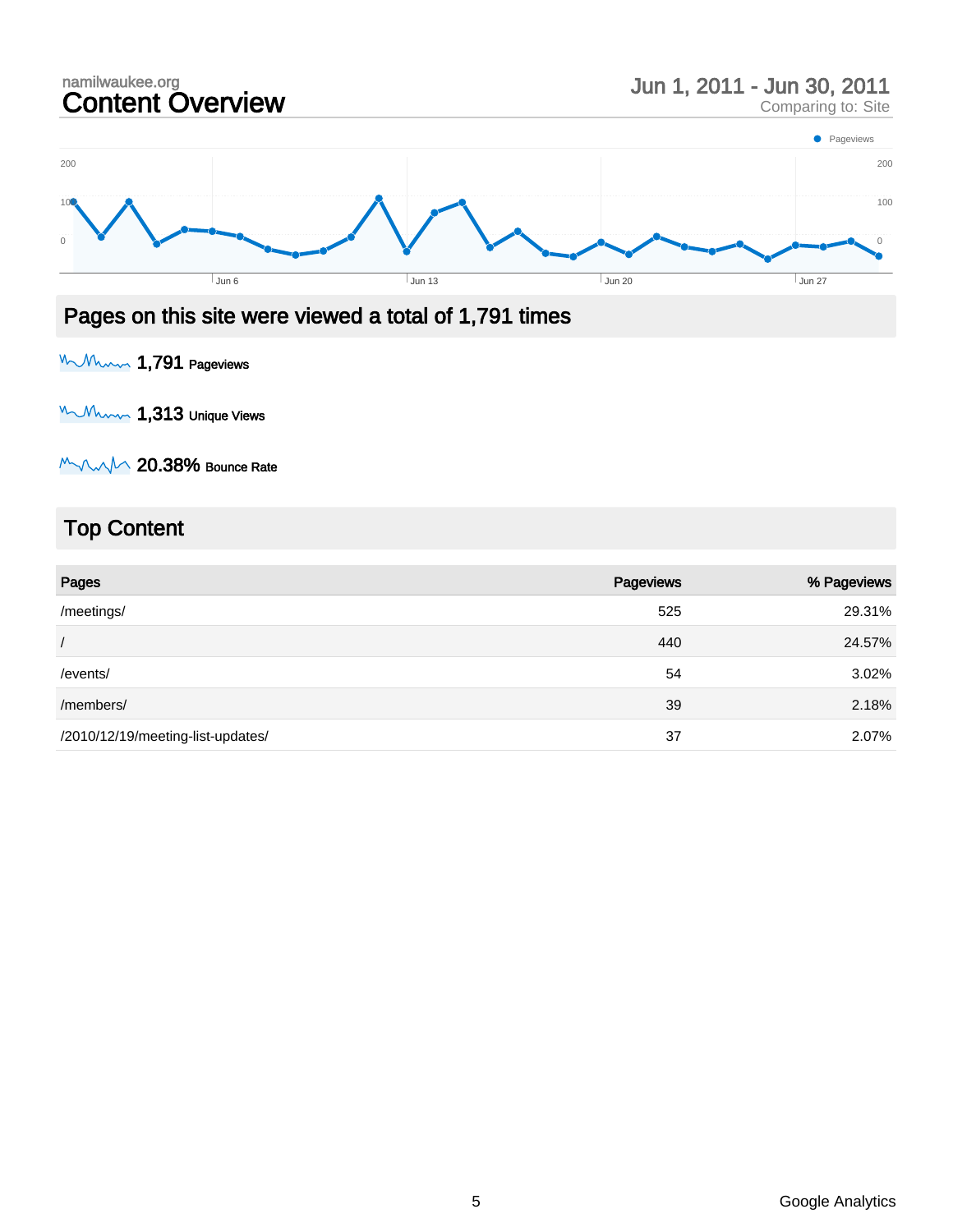namilwaukee.org

# Content Overview

Jun 1, 2011 - Jun 30, 2011
Comparing to: Site

Pageviews

200
100
0

200
100
0

Jun 6
Jun 13
Jun 20
Jun 27

## Pages on this site were viewed a total of 1,791 times

**1,791** Pageviews

**1,313** Unique Views

**20.38%** Bounce Rate

## Top Content

| Pages | Pageviews | % Pageviews |
|---|---|---|
| /meetings/ | 525 | 29.31% |
| / | 440 | 24.57% |
| /events/ | 54 | 3.02% |
| /members/ | 39 | 2.18% |
| /2010/12/19/meeting-list-updates/ | 37 | 2.07% |

Google Analytics